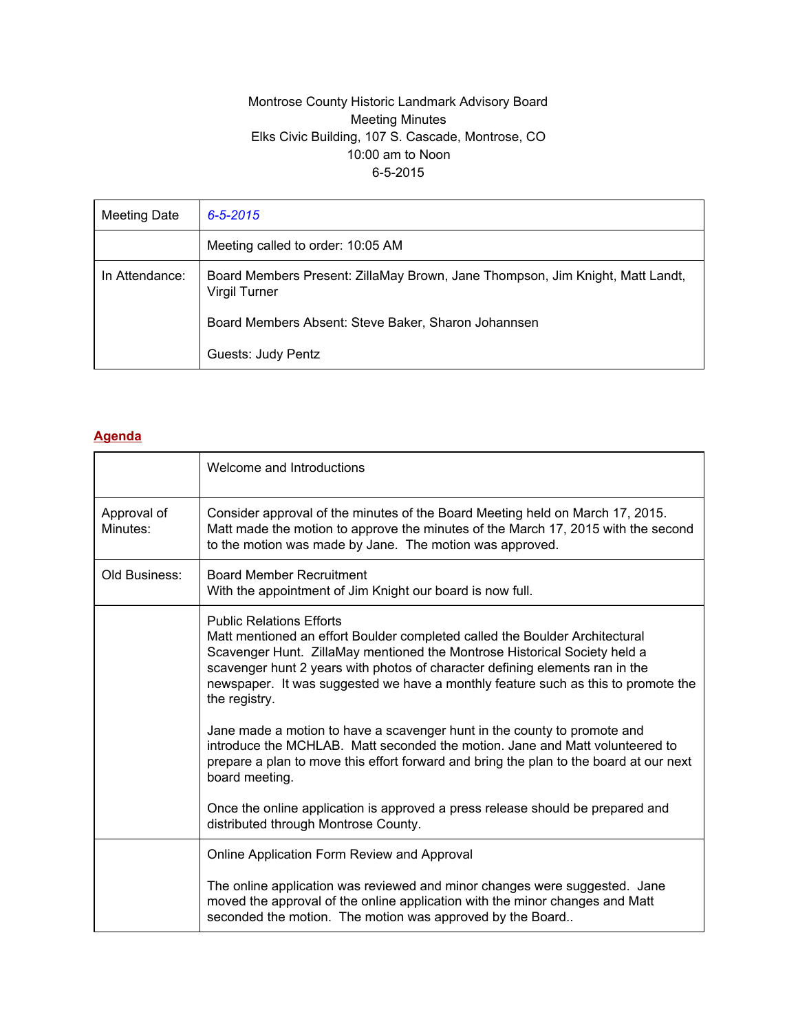Montrose County Historic Landmark Advisory Board
Meeting Minutes
Elks Civic Building, 107 S. Cascade, Montrose, CO
10:00 am to Noon
6-5-2015

| Meeting Date | *6-5-2015* |
|---|---|
| | Meeting called to order: 10:05 AM |
| In Attendance: | Board Members Present: ZillaMay Brown, Jane Thompson, Jim Knight, Matt Landt, Virgil Turner<br><br>Board Members Absent: Steve Baker, Sharon Johannsen<br><br>Guests: Judy Pentz |

## Agenda

| | |
|---|---|
| | Welcome and Introductions |
| Approval of Minutes: | Consider approval of the minutes of the Board Meeting held on March 17, 2015. Matt made the motion to approve the minutes of the March 17, 2015 with the second to the motion was made by Jane. The motion was approved. |
| Old Business: | Board Member Recruitment<br>With the appointment of Jim Knight our board is now full. |
| | Public Relations Efforts<br>Matt mentioned an effort Boulder completed called the Boulder Architectural Scavenger Hunt. ZillaMay mentioned the Montrose Historical Society held a scavenger hunt 2 years with photos of character defining elements ran in the newspaper. It was suggested we have a monthly feature such as this to promote the the registry.<br><br>Jane made a motion to have a scavenger hunt in the county to promote and introduce the MCHLAB. Matt seconded the motion. Jane and Matt volunteered to prepare a plan to move this effort forward and bring the plan to the board at our next board meeting.<br><br>Once the online application is approved a press release should be prepared and distributed through Montrose County. |
| | Online Application Form Review and Approval<br><br>The online application was reviewed and minor changes were suggested. Jane moved the approval of the online application with the minor changes and Matt seconded the motion. The motion was approved by the Board.. |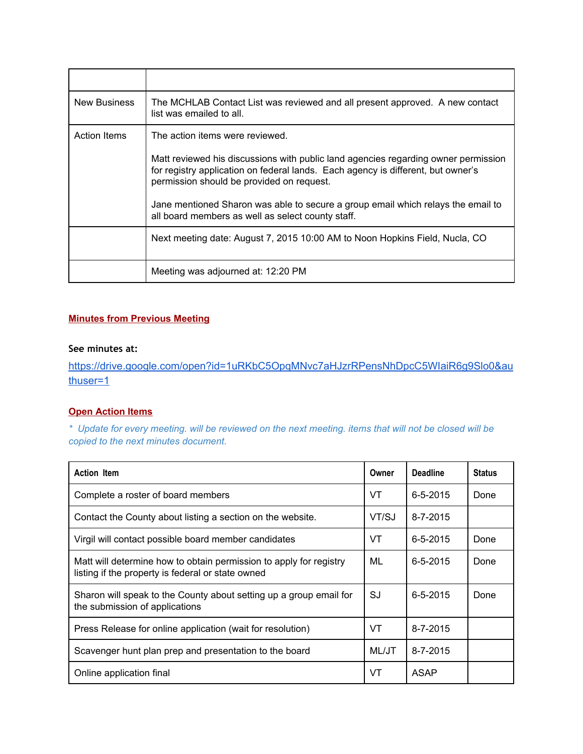| | |
|---|---|
| New Business | The MCHLAB Contact List was reviewed and all present approved. A new contact list was emailed to all. |
| Action Items | The action items were reviewed.<br><br>Matt reviewed his discussions with public land agencies regarding owner permission for registry application on federal lands. Each agency is different, but owner's permission should be provided on request.<br><br>Jane mentioned Sharon was able to secure a group email which relays the email to all board members as well as select county staff. |
| | Next meeting date: August 7, 2015 10:00 AM to Noon Hopkins Field, Nucla, CO |
| | Meeting was adjourned at: 12:20 PM |

## Minutes from Previous Meeting

**See minutes at:**

https://drive.google.com/open?id=1uRKbC5OpqMNvc7aHJzrRPensNhDpcC5WIaiR6g9Slo0&authuser=1

## Open Action Items

*\* Update for every meeting. will be reviewed on the next meeting. items that will not be closed will be copied to the next minutes document.*

| Action Item | Owner | Deadline | Status |
|---|---|---|---|
| Complete a roster of board members | VT | 6-5-2015 | Done |
| Contact the County about listing a section on the website. | VT/SJ | 8-7-2015 | |
| Virgil will contact possible board member candidates | VT | 6-5-2015 | Done |
| Matt will determine how to obtain permission to apply for registry listing if the property is federal or state owned | ML | 6-5-2015 | Done |
| Sharon will speak to the County about setting up a group email for the submission of applications | SJ | 6-5-2015 | Done |
| Press Release for online application (wait for resolution) | VT | 8-7-2015 | |
| Scavenger hunt plan prep and presentation to the board | ML/JT | 8-7-2015 | |
| Online application final | VT | ASAP | |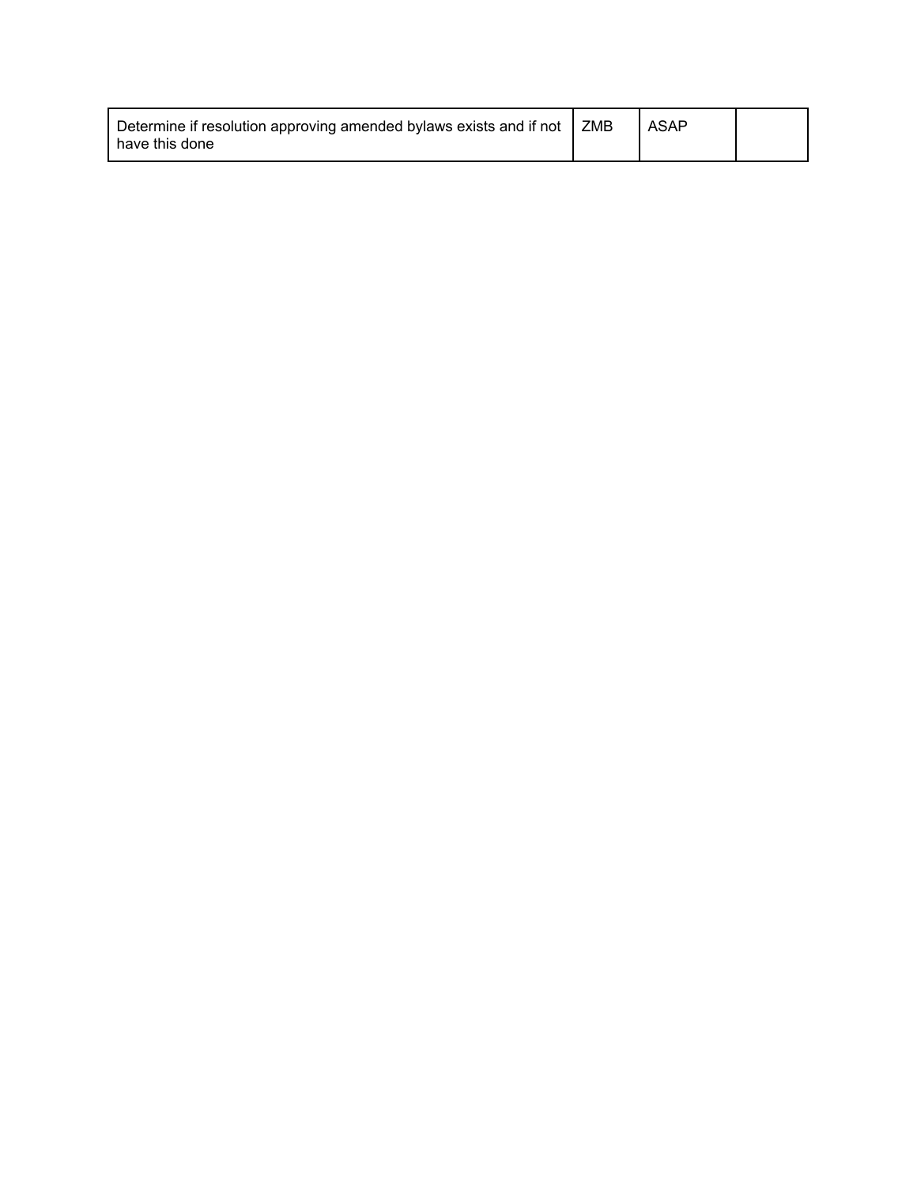| | | | |
|---|---|---|---|
| Determine if resolution approving amended bylaws exists and if not have this done | ZMB | ASAP | |